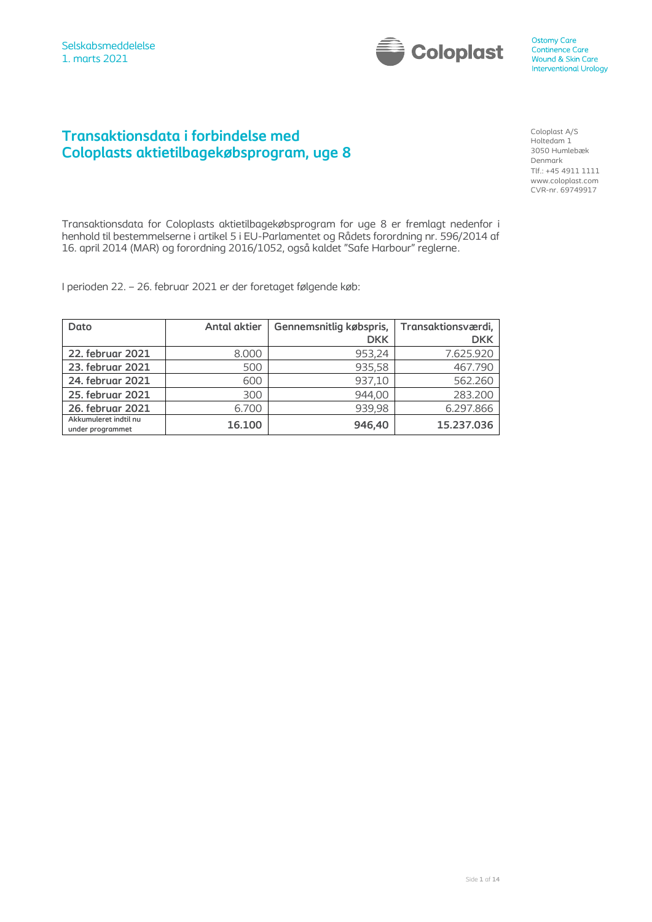Selskabsmeddelelse
1. marts 2021

Ostomy Care
Continence Care
Wound & Skin Care
Interventional Urology

# Transaktionsdata i forbindelse med Coloplasts aktietilbagekøbsprogram, uge 8

Coloplast A/S
Holtedam 1
3050 Humlebæk
Denmark
Tlf.: +45 4911 1111
www.coloplast.com
CVR-nr. 69749917

Transaktionsdata for Coloplasts aktietilbagekøbsprogram for uge 8 er fremlagt nedenfor i henhold til bestemmelserne i artikel 5 i EU-Parlamentet og Rådets forordning nr. 596/2014 af 16. april 2014 (MAR) og forordning 2016/1052, også kaldet "Safe Harbour" reglerne.

I perioden 22. – 26. februar 2021 er der foretaget følgende køb:

| Dato | Antal aktier | Gennemsnitlig købspris, DKK | Transaktionsværdi, DKK |
|---|---|---|---|
| **22. februar 2021** | 8.000 | 953,24 | 7.625.920 |
| **23. februar 2021** | 500 | 935,58 | 467.790 |
| **24. februar 2021** | 600 | 937,10 | 562.260 |
| **25. februar 2021** | 300 | 944,00 | 283.200 |
| **26. februar 2021** | 6.700 | 939,98 | 6.297.866 |
| **Akkumuleret indtil nu under programmet** | **16.100** | **946,40** | **15.237.036** |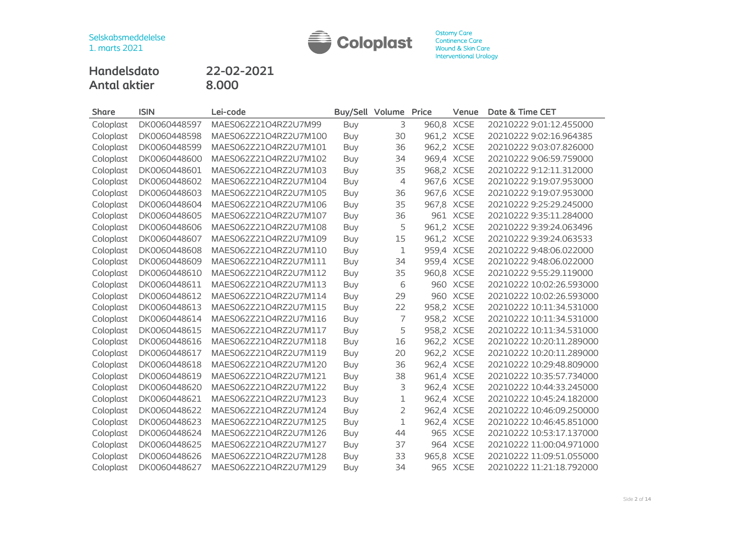Selskabsmeddelelse
1. marts 2021

Coloplast

Ostomy Care
Continence Care
Wound & Skin Care
Interventional Urology

**Handelsdato** 22-02-2021
**Antal aktier** 8.000

| Share | ISIN | Lei-code | Buy/Sell | Volume | Price | Venue | Date & Time CET |
|---|---|---|---|---|---|---|---|
| Coloplast | DK0060448597 | MAES062Z21O4RZ2U7M99 | Buy | 3 | 960,8 | XCSE | 20210222 9:01:12.455000 |
| Coloplast | DK0060448598 | MAES062Z21O4RZ2U7M100 | Buy | 30 | 961,2 | XCSE | 20210222 9:02:16.964385 |
| Coloplast | DK0060448599 | MAES062Z21O4RZ2U7M101 | Buy | 36 | 962,2 | XCSE | 20210222 9:03:07.826000 |
| Coloplast | DK0060448600 | MAES062Z21O4RZ2U7M102 | Buy | 34 | 969,4 | XCSE | 20210222 9:06:59.759000 |
| Coloplast | DK0060448601 | MAES062Z21O4RZ2U7M103 | Buy | 35 | 968,2 | XCSE | 20210222 9:12:11.312000 |
| Coloplast | DK0060448602 | MAES062Z21O4RZ2U7M104 | Buy | 4 | 967,6 | XCSE | 20210222 9:19:07.953000 |
| Coloplast | DK0060448603 | MAES062Z21O4RZ2U7M105 | Buy | 36 | 967,6 | XCSE | 20210222 9:19:07.953000 |
| Coloplast | DK0060448604 | MAES062Z21O4RZ2U7M106 | Buy | 35 | 967,8 | XCSE | 20210222 9:25:29.245000 |
| Coloplast | DK0060448605 | MAES062Z21O4RZ2U7M107 | Buy | 36 | 961 | XCSE | 20210222 9:35:11.284000 |
| Coloplast | DK0060448606 | MAES062Z21O4RZ2U7M108 | Buy | 5 | 961,2 | XCSE | 20210222 9:39:24.063496 |
| Coloplast | DK0060448607 | MAES062Z21O4RZ2U7M109 | Buy | 15 | 961,2 | XCSE | 20210222 9:39:24.063533 |
| Coloplast | DK0060448608 | MAES062Z21O4RZ2U7M110 | Buy | 1 | 959,4 | XCSE | 20210222 9:48:06.022000 |
| Coloplast | DK0060448609 | MAES062Z21O4RZ2U7M111 | Buy | 34 | 959,4 | XCSE | 20210222 9:48:06.022000 |
| Coloplast | DK0060448610 | MAES062Z21O4RZ2U7M112 | Buy | 35 | 960,8 | XCSE | 20210222 9:55:29.119000 |
| Coloplast | DK0060448611 | MAES062Z21O4RZ2U7M113 | Buy | 6 | 960 | XCSE | 20210222 10:02:26.593000 |
| Coloplast | DK0060448612 | MAES062Z21O4RZ2U7M114 | Buy | 29 | 960 | XCSE | 20210222 10:02:26.593000 |
| Coloplast | DK0060448613 | MAES062Z21O4RZ2U7M115 | Buy | 22 | 958,2 | XCSE | 20210222 10:11:34.531000 |
| Coloplast | DK0060448614 | MAES062Z21O4RZ2U7M116 | Buy | 7 | 958,2 | XCSE | 20210222 10:11:34.531000 |
| Coloplast | DK0060448615 | MAES062Z21O4RZ2U7M117 | Buy | 5 | 958,2 | XCSE | 20210222 10:11:34.531000 |
| Coloplast | DK0060448616 | MAES062Z21O4RZ2U7M118 | Buy | 16 | 962,2 | XCSE | 20210222 10:20:11.289000 |
| Coloplast | DK0060448617 | MAES062Z21O4RZ2U7M119 | Buy | 20 | 962,2 | XCSE | 20210222 10:20:11.289000 |
| Coloplast | DK0060448618 | MAES062Z21O4RZ2U7M120 | Buy | 36 | 962,4 | XCSE | 20210222 10:29:48.809000 |
| Coloplast | DK0060448619 | MAES062Z21O4RZ2U7M121 | Buy | 38 | 961,4 | XCSE | 20210222 10:35:57.734000 |
| Coloplast | DK0060448620 | MAES062Z21O4RZ2U7M122 | Buy | 3 | 962,4 | XCSE | 20210222 10:44:33.245000 |
| Coloplast | DK0060448621 | MAES062Z21O4RZ2U7M123 | Buy | 1 | 962,4 | XCSE | 20210222 10:45:24.182000 |
| Coloplast | DK0060448622 | MAES062Z21O4RZ2U7M124 | Buy | 2 | 962,4 | XCSE | 20210222 10:46:09.250000 |
| Coloplast | DK0060448623 | MAES062Z21O4RZ2U7M125 | Buy | 1 | 962,4 | XCSE | 20210222 10:46:45.851000 |
| Coloplast | DK0060448624 | MAES062Z21O4RZ2U7M126 | Buy | 44 | 965 | XCSE | 20210222 10:53:17.137000 |
| Coloplast | DK0060448625 | MAES062Z21O4RZ2U7M127 | Buy | 37 | 964 | XCSE | 20210222 11:00:04.971000 |
| Coloplast | DK0060448626 | MAES062Z21O4RZ2U7M128 | Buy | 33 | 965,8 | XCSE | 20210222 11:09:51.055000 |
| Coloplast | DK0060448627 | MAES062Z21O4RZ2U7M129 | Buy | 34 | 965 | XCSE | 20210222 11:21:18.792000 |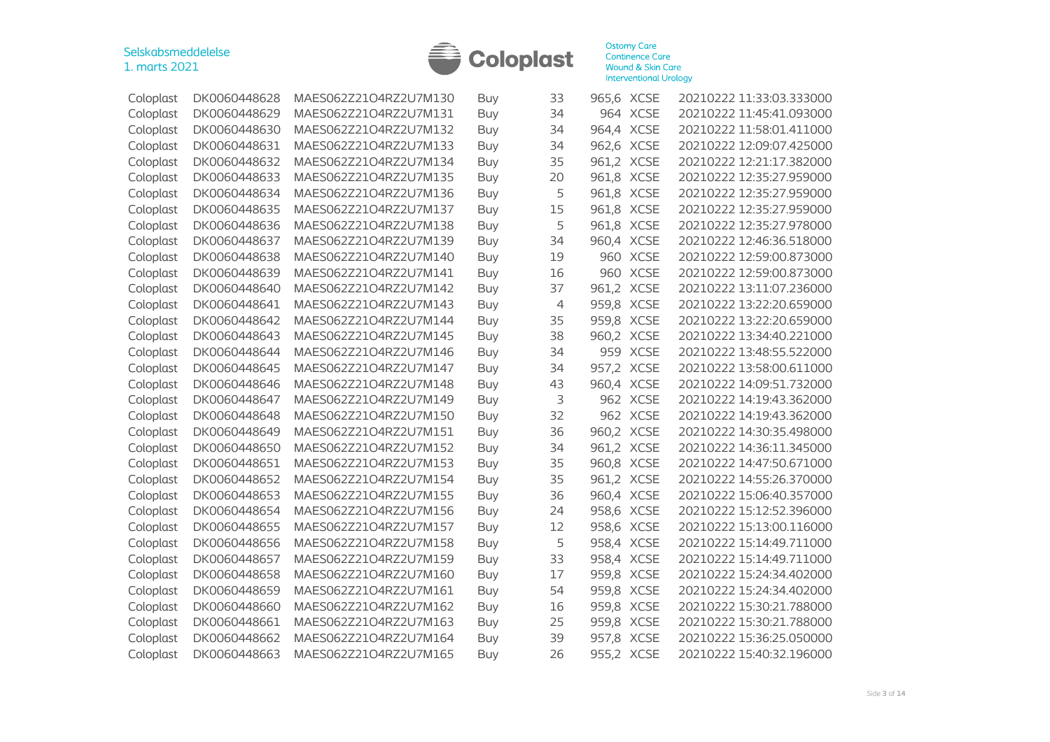| | | | | | | | |
|---|---|---|---|---|---|---|---|
| Coloplast | DK0060448628 | MAES062Z21O4RZ2U7M130 | Buy | 33 | 965,6 | XCSE | 20210222 11:33:03.333000 |
| Coloplast | DK0060448629 | MAES062Z21O4RZ2U7M131 | Buy | 34 | 964 | XCSE | 20210222 11:45:41.093000 |
| Coloplast | DK0060448630 | MAES062Z21O4RZ2U7M132 | Buy | 34 | 964,4 | XCSE | 20210222 11:58:01.411000 |
| Coloplast | DK0060448631 | MAES062Z21O4RZ2U7M133 | Buy | 34 | 962,6 | XCSE | 20210222 12:09:07.425000 |
| Coloplast | DK0060448632 | MAES062Z21O4RZ2U7M134 | Buy | 35 | 961,2 | XCSE | 20210222 12:21:17.382000 |
| Coloplast | DK0060448633 | MAES062Z21O4RZ2U7M135 | Buy | 20 | 961,8 | XCSE | 20210222 12:35:27.959000 |
| Coloplast | DK0060448634 | MAES062Z21O4RZ2U7M136 | Buy | 5 | 961,8 | XCSE | 20210222 12:35:27.959000 |
| Coloplast | DK0060448635 | MAES062Z21O4RZ2U7M137 | Buy | 15 | 961,8 | XCSE | 20210222 12:35:27.959000 |
| Coloplast | DK0060448636 | MAES062Z21O4RZ2U7M138 | Buy | 5 | 961,8 | XCSE | 20210222 12:35:27.978000 |
| Coloplast | DK0060448637 | MAES062Z21O4RZ2U7M139 | Buy | 34 | 960,4 | XCSE | 20210222 12:46:36.518000 |
| Coloplast | DK0060448638 | MAES062Z21O4RZ2U7M140 | Buy | 19 | 960 | XCSE | 20210222 12:59:00.873000 |
| Coloplast | DK0060448639 | MAES062Z21O4RZ2U7M141 | Buy | 16 | 960 | XCSE | 20210222 12:59:00.873000 |
| Coloplast | DK0060448640 | MAES062Z21O4RZ2U7M142 | Buy | 37 | 961,2 | XCSE | 20210222 13:11:07.236000 |
| Coloplast | DK0060448641 | MAES062Z21O4RZ2U7M143 | Buy | 4 | 959,8 | XCSE | 20210222 13:22:20.659000 |
| Coloplast | DK0060448642 | MAES062Z21O4RZ2U7M144 | Buy | 35 | 959,8 | XCSE | 20210222 13:22:20.659000 |
| Coloplast | DK0060448643 | MAES062Z21O4RZ2U7M145 | Buy | 38 | 960,2 | XCSE | 20210222 13:34:40.221000 |
| Coloplast | DK0060448644 | MAES062Z21O4RZ2U7M146 | Buy | 34 | 959 | XCSE | 20210222 13:48:55.522000 |
| Coloplast | DK0060448645 | MAES062Z21O4RZ2U7M147 | Buy | 34 | 957,2 | XCSE | 20210222 13:58:00.611000 |
| Coloplast | DK0060448646 | MAES062Z21O4RZ2U7M148 | Buy | 43 | 960,4 | XCSE | 20210222 14:09:51.732000 |
| Coloplast | DK0060448647 | MAES062Z21O4RZ2U7M149 | Buy | 3 | 962 | XCSE | 20210222 14:19:43.362000 |
| Coloplast | DK0060448648 | MAES062Z21O4RZ2U7M150 | Buy | 32 | 962 | XCSE | 20210222 14:19:43.362000 |
| Coloplast | DK0060448649 | MAES062Z21O4RZ2U7M151 | Buy | 36 | 960,2 | XCSE | 20210222 14:30:35.498000 |
| Coloplast | DK0060448650 | MAES062Z21O4RZ2U7M152 | Buy | 34 | 961,2 | XCSE | 20210222 14:36:11.345000 |
| Coloplast | DK0060448651 | MAES062Z21O4RZ2U7M153 | Buy | 35 | 960,8 | XCSE | 20210222 14:47:50.671000 |
| Coloplast | DK0060448652 | MAES062Z21O4RZ2U7M154 | Buy | 35 | 961,2 | XCSE | 20210222 14:55:26.370000 |
| Coloplast | DK0060448653 | MAES062Z21O4RZ2U7M155 | Buy | 36 | 960,4 | XCSE | 20210222 15:06:40.357000 |
| Coloplast | DK0060448654 | MAES062Z21O4RZ2U7M156 | Buy | 24 | 958,6 | XCSE | 20210222 15:12:52.396000 |
| Coloplast | DK0060448655 | MAES062Z21O4RZ2U7M157 | Buy | 12 | 958,6 | XCSE | 20210222 15:13:00.116000 |
| Coloplast | DK0060448656 | MAES062Z21O4RZ2U7M158 | Buy | 5 | 958,4 | XCSE | 20210222 15:14:49.711000 |
| Coloplast | DK0060448657 | MAES062Z21O4RZ2U7M159 | Buy | 33 | 958,4 | XCSE | 20210222 15:14:49.711000 |
| Coloplast | DK0060448658 | MAES062Z21O4RZ2U7M160 | Buy | 17 | 959,8 | XCSE | 20210222 15:24:34.402000 |
| Coloplast | DK0060448659 | MAES062Z21O4RZ2U7M161 | Buy | 54 | 959,8 | XCSE | 20210222 15:24:34.402000 |
| Coloplast | DK0060448660 | MAES062Z21O4RZ2U7M162 | Buy | 16 | 959,8 | XCSE | 20210222 15:30:21.788000 |
| Coloplast | DK0060448661 | MAES062Z21O4RZ2U7M163 | Buy | 25 | 959,8 | XCSE | 20210222 15:30:21.788000 |
| Coloplast | DK0060448662 | MAES062Z21O4RZ2U7M164 | Buy | 39 | 957,8 | XCSE | 20210222 15:36:25.050000 |
| Coloplast | DK0060448663 | MAES062Z21O4RZ2U7M165 | Buy | 26 | 955,2 | XCSE | 20210222 15:40:32.196000 |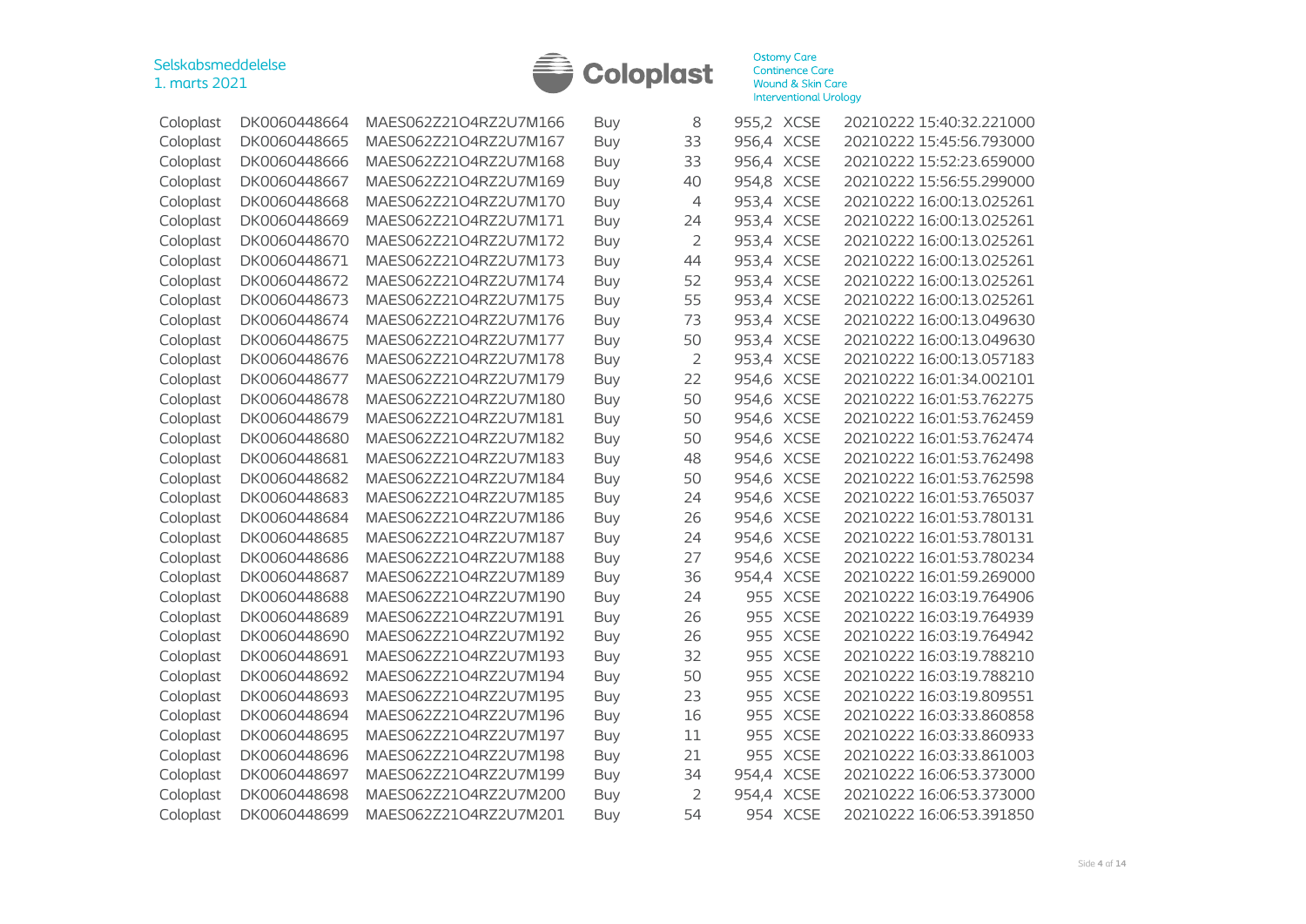| | | | | | | | |
|---|---|---|---|---|---|---|---|
| Coloplast | DK0060448664 | MAES062Z21O4RZ2U7M166 | Buy | 8 | 955,2 | XCSE | 20210222 15:40:32.221000 |
| Coloplast | DK0060448665 | MAES062Z21O4RZ2U7M167 | Buy | 33 | 956,4 | XCSE | 20210222 15:45:56.793000 |
| Coloplast | DK0060448666 | MAES062Z21O4RZ2U7M168 | Buy | 33 | 956,4 | XCSE | 20210222 15:52:23.659000 |
| Coloplast | DK0060448667 | MAES062Z21O4RZ2U7M169 | Buy | 40 | 954,8 | XCSE | 20210222 15:56:55.299000 |
| Coloplast | DK0060448668 | MAES062Z21O4RZ2U7M170 | Buy | 4 | 953,4 | XCSE | 20210222 16:00:13.025261 |
| Coloplast | DK0060448669 | MAES062Z21O4RZ2U7M171 | Buy | 24 | 953,4 | XCSE | 20210222 16:00:13.025261 |
| Coloplast | DK0060448670 | MAES062Z21O4RZ2U7M172 | Buy | 2 | 953,4 | XCSE | 20210222 16:00:13.025261 |
| Coloplast | DK0060448671 | MAES062Z21O4RZ2U7M173 | Buy | 44 | 953,4 | XCSE | 20210222 16:00:13.025261 |
| Coloplast | DK0060448672 | MAES062Z21O4RZ2U7M174 | Buy | 52 | 953,4 | XCSE | 20210222 16:00:13.025261 |
| Coloplast | DK0060448673 | MAES062Z21O4RZ2U7M175 | Buy | 55 | 953,4 | XCSE | 20210222 16:00:13.025261 |
| Coloplast | DK0060448674 | MAES062Z21O4RZ2U7M176 | Buy | 73 | 953,4 | XCSE | 20210222 16:00:13.049630 |
| Coloplast | DK0060448675 | MAES062Z21O4RZ2U7M177 | Buy | 50 | 953,4 | XCSE | 20210222 16:00:13.049630 |
| Coloplast | DK0060448676 | MAES062Z21O4RZ2U7M178 | Buy | 2 | 953,4 | XCSE | 20210222 16:00:13.057183 |
| Coloplast | DK0060448677 | MAES062Z21O4RZ2U7M179 | Buy | 22 | 954,6 | XCSE | 20210222 16:01:34.002101 |
| Coloplast | DK0060448678 | MAES062Z21O4RZ2U7M180 | Buy | 50 | 954,6 | XCSE | 20210222 16:01:53.762275 |
| Coloplast | DK0060448679 | MAES062Z21O4RZ2U7M181 | Buy | 50 | 954,6 | XCSE | 20210222 16:01:53.762459 |
| Coloplast | DK0060448680 | MAES062Z21O4RZ2U7M182 | Buy | 50 | 954,6 | XCSE | 20210222 16:01:53.762474 |
| Coloplast | DK0060448681 | MAES062Z21O4RZ2U7M183 | Buy | 48 | 954,6 | XCSE | 20210222 16:01:53.762498 |
| Coloplast | DK0060448682 | MAES062Z21O4RZ2U7M184 | Buy | 50 | 954,6 | XCSE | 20210222 16:01:53.762598 |
| Coloplast | DK0060448683 | MAES062Z21O4RZ2U7M185 | Buy | 24 | 954,6 | XCSE | 20210222 16:01:53.765037 |
| Coloplast | DK0060448684 | MAES062Z21O4RZ2U7M186 | Buy | 26 | 954,6 | XCSE | 20210222 16:01:53.780131 |
| Coloplast | DK0060448685 | MAES062Z21O4RZ2U7M187 | Buy | 24 | 954,6 | XCSE | 20210222 16:01:53.780131 |
| Coloplast | DK0060448686 | MAES062Z21O4RZ2U7M188 | Buy | 27 | 954,6 | XCSE | 20210222 16:01:53.780234 |
| Coloplast | DK0060448687 | MAES062Z21O4RZ2U7M189 | Buy | 36 | 954,4 | XCSE | 20210222 16:01:59.269000 |
| Coloplast | DK0060448688 | MAES062Z21O4RZ2U7M190 | Buy | 24 | 955 | XCSE | 20210222 16:03:19.764906 |
| Coloplast | DK0060448689 | MAES062Z21O4RZ2U7M191 | Buy | 26 | 955 | XCSE | 20210222 16:03:19.764939 |
| Coloplast | DK0060448690 | MAES062Z21O4RZ2U7M192 | Buy | 26 | 955 | XCSE | 20210222 16:03:19.764942 |
| Coloplast | DK0060448691 | MAES062Z21O4RZ2U7M193 | Buy | 32 | 955 | XCSE | 20210222 16:03:19.788210 |
| Coloplast | DK0060448692 | MAES062Z21O4RZ2U7M194 | Buy | 50 | 955 | XCSE | 20210222 16:03:19.788210 |
| Coloplast | DK0060448693 | MAES062Z21O4RZ2U7M195 | Buy | 23 | 955 | XCSE | 20210222 16:03:19.809551 |
| Coloplast | DK0060448694 | MAES062Z21O4RZ2U7M196 | Buy | 16 | 955 | XCSE | 20210222 16:03:33.860858 |
| Coloplast | DK0060448695 | MAES062Z21O4RZ2U7M197 | Buy | 11 | 955 | XCSE | 20210222 16:03:33.860933 |
| Coloplast | DK0060448696 | MAES062Z21O4RZ2U7M198 | Buy | 21 | 955 | XCSE | 20210222 16:03:33.861003 |
| Coloplast | DK0060448697 | MAES062Z21O4RZ2U7M199 | Buy | 34 | 954,4 | XCSE | 20210222 16:06:53.373000 |
| Coloplast | DK0060448698 | MAES062Z21O4RZ2U7M200 | Buy | 2 | 954,4 | XCSE | 20210222 16:06:53.373000 |
| Coloplast | DK0060448699 | MAES062Z21O4RZ2U7M201 | Buy | 54 | 954 | XCSE | 20210222 16:06:53.391850 |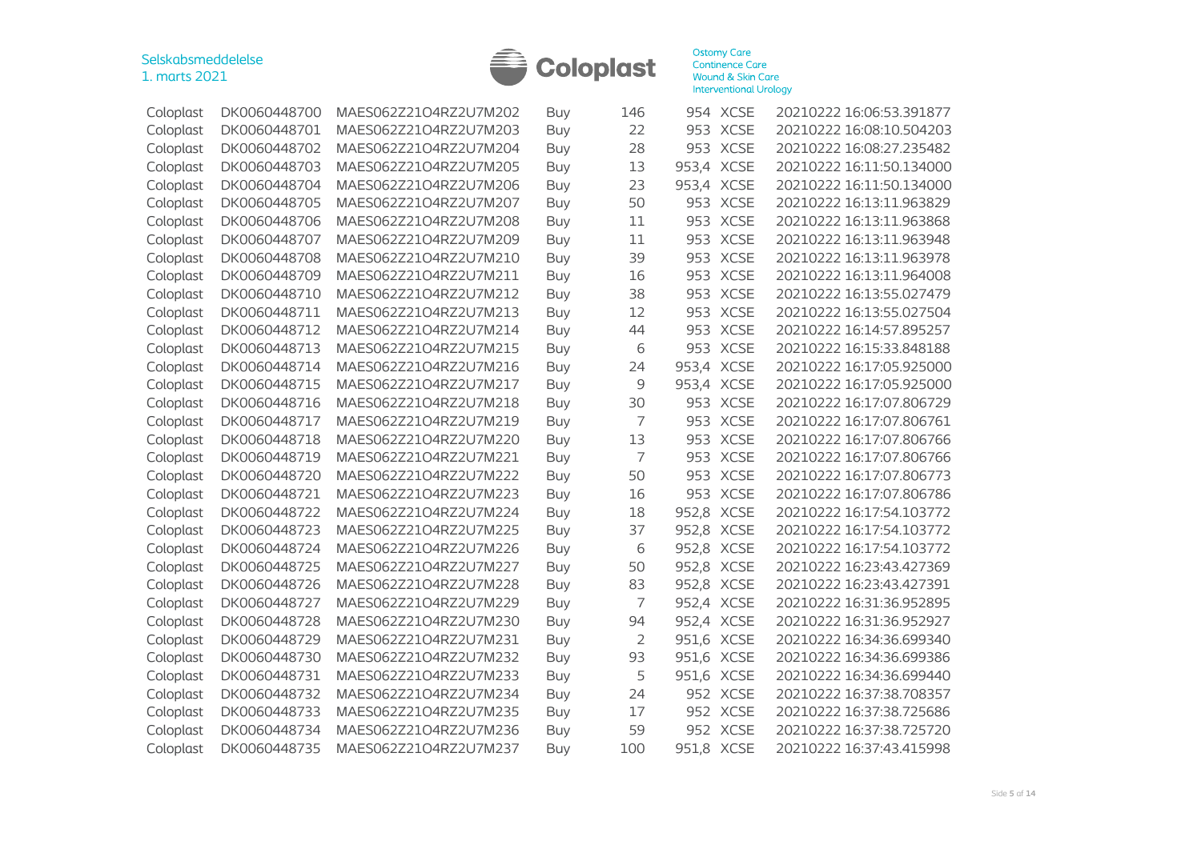| | | | | | | | |
|---|---|---|---|---|---|---|---|
| Coloplast | DK0060448700 | MAES062Z2104RZ2U7M202 | Buy | 146 | 954 | XCSE | 20210222 16:06:53.391877 |
| Coloplast | DK0060448701 | MAES062Z2104RZ2U7M203 | Buy | 22 | 953 | XCSE | 20210222 16:08:10.504203 |
| Coloplast | DK0060448702 | MAES062Z2104RZ2U7M204 | Buy | 28 | 953 | XCSE | 20210222 16:08:27.235482 |
| Coloplast | DK0060448703 | MAES062Z2104RZ2U7M205 | Buy | 13 | 953,4 | XCSE | 20210222 16:11:50.134000 |
| Coloplast | DK0060448704 | MAES062Z2104RZ2U7M206 | Buy | 23 | 953,4 | XCSE | 20210222 16:11:50.134000 |
| Coloplast | DK0060448705 | MAES062Z2104RZ2U7M207 | Buy | 50 | 953 | XCSE | 20210222 16:13:11.963829 |
| Coloplast | DK0060448706 | MAES062Z2104RZ2U7M208 | Buy | 11 | 953 | XCSE | 20210222 16:13:11.963868 |
| Coloplast | DK0060448707 | MAES062Z2104RZ2U7M209 | Buy | 11 | 953 | XCSE | 20210222 16:13:11.963948 |
| Coloplast | DK0060448708 | MAES062Z2104RZ2U7M210 | Buy | 39 | 953 | XCSE | 20210222 16:13:11.963978 |
| Coloplast | DK0060448709 | MAES062Z2104RZ2U7M211 | Buy | 16 | 953 | XCSE | 20210222 16:13:11.964008 |
| Coloplast | DK0060448710 | MAES062Z2104RZ2U7M212 | Buy | 38 | 953 | XCSE | 20210222 16:13:55.027479 |
| Coloplast | DK0060448711 | MAES062Z2104RZ2U7M213 | Buy | 12 | 953 | XCSE | 20210222 16:13:55.027504 |
| Coloplast | DK0060448712 | MAES062Z2104RZ2U7M214 | Buy | 44 | 953 | XCSE | 20210222 16:14:57.895257 |
| Coloplast | DK0060448713 | MAES062Z2104RZ2U7M215 | Buy | 6 | 953 | XCSE | 20210222 16:15:33.848188 |
| Coloplast | DK0060448714 | MAES062Z2104RZ2U7M216 | Buy | 24 | 953,4 | XCSE | 20210222 16:17:05.925000 |
| Coloplast | DK0060448715 | MAES062Z2104RZ2U7M217 | Buy | 9 | 953,4 | XCSE | 20210222 16:17:05.925000 |
| Coloplast | DK0060448716 | MAES062Z2104RZ2U7M218 | Buy | 30 | 953 | XCSE | 20210222 16:17:07.806729 |
| Coloplast | DK0060448717 | MAES062Z2104RZ2U7M219 | Buy | 7 | 953 | XCSE | 20210222 16:17:07.806761 |
| Coloplast | DK0060448718 | MAES062Z2104RZ2U7M220 | Buy | 13 | 953 | XCSE | 20210222 16:17:07.806766 |
| Coloplast | DK0060448719 | MAES062Z2104RZ2U7M221 | Buy | 7 | 953 | XCSE | 20210222 16:17:07.806766 |
| Coloplast | DK0060448720 | MAES062Z2104RZ2U7M222 | Buy | 50 | 953 | XCSE | 20210222 16:17:07.806773 |
| Coloplast | DK0060448721 | MAES062Z2104RZ2U7M223 | Buy | 16 | 953 | XCSE | 20210222 16:17:07.806786 |
| Coloplast | DK0060448722 | MAES062Z2104RZ2U7M224 | Buy | 18 | 952,8 | XCSE | 20210222 16:17:54.103772 |
| Coloplast | DK0060448723 | MAES062Z2104RZ2U7M225 | Buy | 37 | 952,8 | XCSE | 20210222 16:17:54.103772 |
| Coloplast | DK0060448724 | MAES062Z2104RZ2U7M226 | Buy | 6 | 952,8 | XCSE | 20210222 16:17:54.103772 |
| Coloplast | DK0060448725 | MAES062Z2104RZ2U7M227 | Buy | 50 | 952,8 | XCSE | 20210222 16:23:43.427369 |
| Coloplast | DK0060448726 | MAES062Z2104RZ2U7M228 | Buy | 83 | 952,8 | XCSE | 20210222 16:23:43.427391 |
| Coloplast | DK0060448727 | MAES062Z2104RZ2U7M229 | Buy | 7 | 952,4 | XCSE | 20210222 16:31:36.952895 |
| Coloplast | DK0060448728 | MAES062Z2104RZ2U7M230 | Buy | 94 | 952,4 | XCSE | 20210222 16:31:36.952927 |
| Coloplast | DK0060448729 | MAES062Z2104RZ2U7M231 | Buy | 2 | 951,6 | XCSE | 20210222 16:34:36.699340 |
| Coloplast | DK0060448730 | MAES062Z2104RZ2U7M232 | Buy | 93 | 951,6 | XCSE | 20210222 16:34:36.699386 |
| Coloplast | DK0060448731 | MAES062Z2104RZ2U7M233 | Buy | 5 | 951,6 | XCSE | 20210222 16:34:36.699440 |
| Coloplast | DK0060448732 | MAES062Z2104RZ2U7M234 | Buy | 24 | 952 | XCSE | 20210222 16:37:38.708357 |
| Coloplast | DK0060448733 | MAES062Z2104RZ2U7M235 | Buy | 17 | 952 | XCSE | 20210222 16:37:38.725686 |
| Coloplast | DK0060448734 | MAES062Z2104RZ2U7M236 | Buy | 59 | 952 | XCSE | 20210222 16:37:38.725720 |
| Coloplast | DK0060448735 | MAES062Z2104RZ2U7M237 | Buy | 100 | 951,8 | XCSE | 20210222 16:37:43.415998 |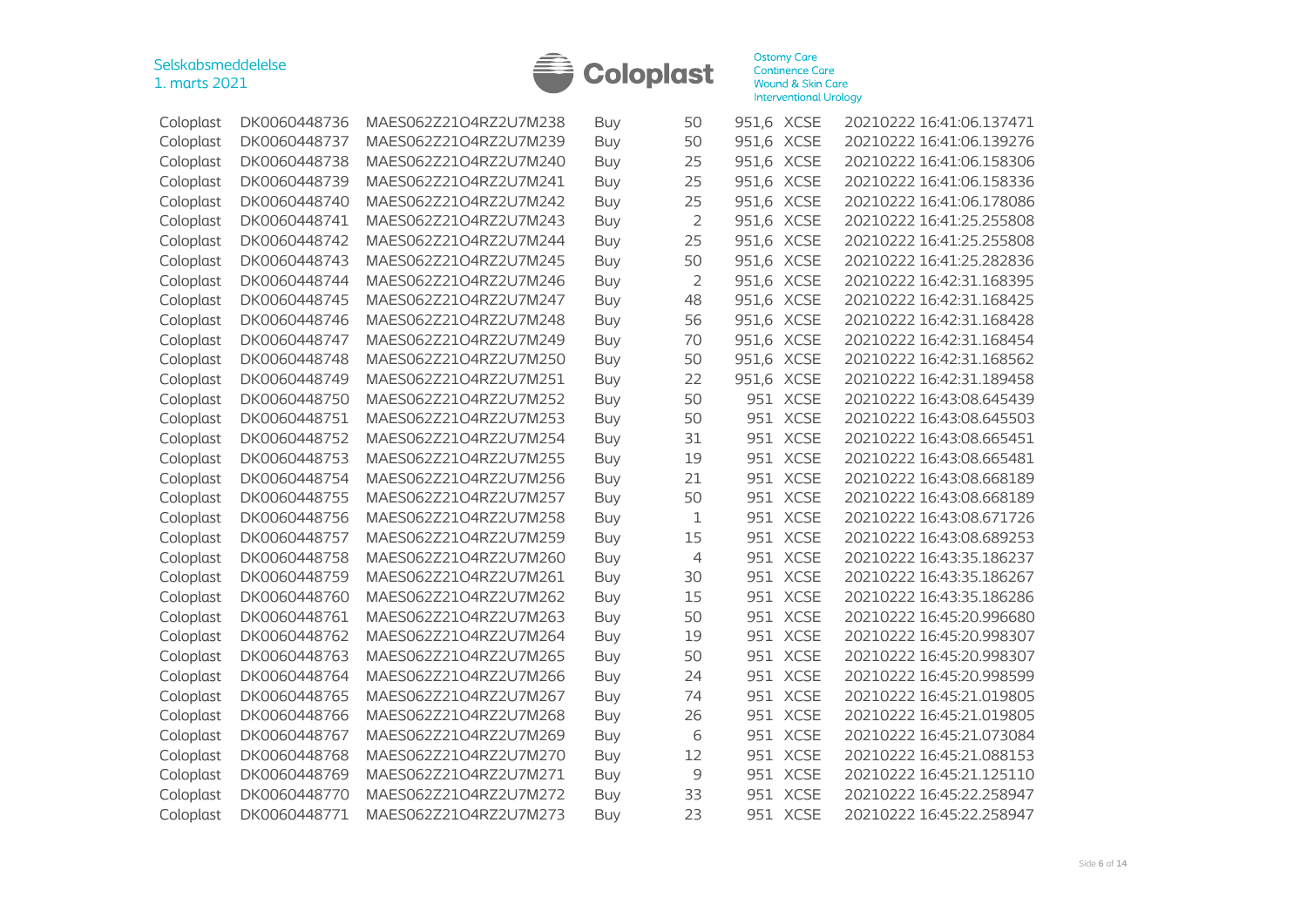| | | | | | | | |
|---|---|---|---|---|---|---|---|
| Coloplast | DK0060448736 | MAES062Z21O4RZ2U7M238 | Buy | 50 | 951,6 | XCSE | 20210222 16:41:06.137471 |
| Coloplast | DK0060448737 | MAES062Z21O4RZ2U7M239 | Buy | 50 | 951,6 | XCSE | 20210222 16:41:06.139276 |
| Coloplast | DK0060448738 | MAES062Z21O4RZ2U7M240 | Buy | 25 | 951,6 | XCSE | 20210222 16:41:06.158306 |
| Coloplast | DK0060448739 | MAES062Z21O4RZ2U7M241 | Buy | 25 | 951,6 | XCSE | 20210222 16:41:06.158336 |
| Coloplast | DK0060448740 | MAES062Z21O4RZ2U7M242 | Buy | 25 | 951,6 | XCSE | 20210222 16:41:06.178086 |
| Coloplast | DK0060448741 | MAES062Z21O4RZ2U7M243 | Buy | 2 | 951,6 | XCSE | 20210222 16:41:25.255808 |
| Coloplast | DK0060448742 | MAES062Z21O4RZ2U7M244 | Buy | 25 | 951,6 | XCSE | 20210222 16:41:25.255808 |
| Coloplast | DK0060448743 | MAES062Z21O4RZ2U7M245 | Buy | 50 | 951,6 | XCSE | 20210222 16:41:25.282836 |
| Coloplast | DK0060448744 | MAES062Z21O4RZ2U7M246 | Buy | 2 | 951,6 | XCSE | 20210222 16:42:31.168395 |
| Coloplast | DK0060448745 | MAES062Z21O4RZ2U7M247 | Buy | 48 | 951,6 | XCSE | 20210222 16:42:31.168425 |
| Coloplast | DK0060448746 | MAES062Z21O4RZ2U7M248 | Buy | 56 | 951,6 | XCSE | 20210222 16:42:31.168428 |
| Coloplast | DK0060448747 | MAES062Z21O4RZ2U7M249 | Buy | 70 | 951,6 | XCSE | 20210222 16:42:31.168454 |
| Coloplast | DK0060448748 | MAES062Z21O4RZ2U7M250 | Buy | 50 | 951,6 | XCSE | 20210222 16:42:31.168562 |
| Coloplast | DK0060448749 | MAES062Z21O4RZ2U7M251 | Buy | 22 | 951,6 | XCSE | 20210222 16:42:31.189458 |
| Coloplast | DK0060448750 | MAES062Z21O4RZ2U7M252 | Buy | 50 | 951 | XCSE | 20210222 16:43:08.645439 |
| Coloplast | DK0060448751 | MAES062Z21O4RZ2U7M253 | Buy | 50 | 951 | XCSE | 20210222 16:43:08.645503 |
| Coloplast | DK0060448752 | MAES062Z21O4RZ2U7M254 | Buy | 31 | 951 | XCSE | 20210222 16:43:08.665451 |
| Coloplast | DK0060448753 | MAES062Z21O4RZ2U7M255 | Buy | 19 | 951 | XCSE | 20210222 16:43:08.665481 |
| Coloplast | DK0060448754 | MAES062Z21O4RZ2U7M256 | Buy | 21 | 951 | XCSE | 20210222 16:43:08.668189 |
| Coloplast | DK0060448755 | MAES062Z21O4RZ2U7M257 | Buy | 50 | 951 | XCSE | 20210222 16:43:08.668189 |
| Coloplast | DK0060448756 | MAES062Z21O4RZ2U7M258 | Buy | 1 | 951 | XCSE | 20210222 16:43:08.671726 |
| Coloplast | DK0060448757 | MAES062Z21O4RZ2U7M259 | Buy | 15 | 951 | XCSE | 20210222 16:43:08.689253 |
| Coloplast | DK0060448758 | MAES062Z21O4RZ2U7M260 | Buy | 4 | 951 | XCSE | 20210222 16:43:35.186237 |
| Coloplast | DK0060448759 | MAES062Z21O4RZ2U7M261 | Buy | 30 | 951 | XCSE | 20210222 16:43:35.186267 |
| Coloplast | DK0060448760 | MAES062Z21O4RZ2U7M262 | Buy | 15 | 951 | XCSE | 20210222 16:43:35.186286 |
| Coloplast | DK0060448761 | MAES062Z21O4RZ2U7M263 | Buy | 50 | 951 | XCSE | 20210222 16:45:20.996680 |
| Coloplast | DK0060448762 | MAES062Z21O4RZ2U7M264 | Buy | 19 | 951 | XCSE | 20210222 16:45:20.998307 |
| Coloplast | DK0060448763 | MAES062Z21O4RZ2U7M265 | Buy | 50 | 951 | XCSE | 20210222 16:45:20.998307 |
| Coloplast | DK0060448764 | MAES062Z21O4RZ2U7M266 | Buy | 24 | 951 | XCSE | 20210222 16:45:20.998599 |
| Coloplast | DK0060448765 | MAES062Z21O4RZ2U7M267 | Buy | 74 | 951 | XCSE | 20210222 16:45:21.019805 |
| Coloplast | DK0060448766 | MAES062Z21O4RZ2U7M268 | Buy | 26 | 951 | XCSE | 20210222 16:45:21.019805 |
| Coloplast | DK0060448767 | MAES062Z21O4RZ2U7M269 | Buy | 6 | 951 | XCSE | 20210222 16:45:21.073084 |
| Coloplast | DK0060448768 | MAES062Z21O4RZ2U7M270 | Buy | 12 | 951 | XCSE | 20210222 16:45:21.088153 |
| Coloplast | DK0060448769 | MAES062Z21O4RZ2U7M271 | Buy | 9 | 951 | XCSE | 20210222 16:45:21.125110 |
| Coloplast | DK0060448770 | MAES062Z21O4RZ2U7M272 | Buy | 33 | 951 | XCSE | 20210222 16:45:22.258947 |
| Coloplast | DK0060448771 | MAES062Z21O4RZ2U7M273 | Buy | 23 | 951 | XCSE | 20210222 16:45:22.258947 |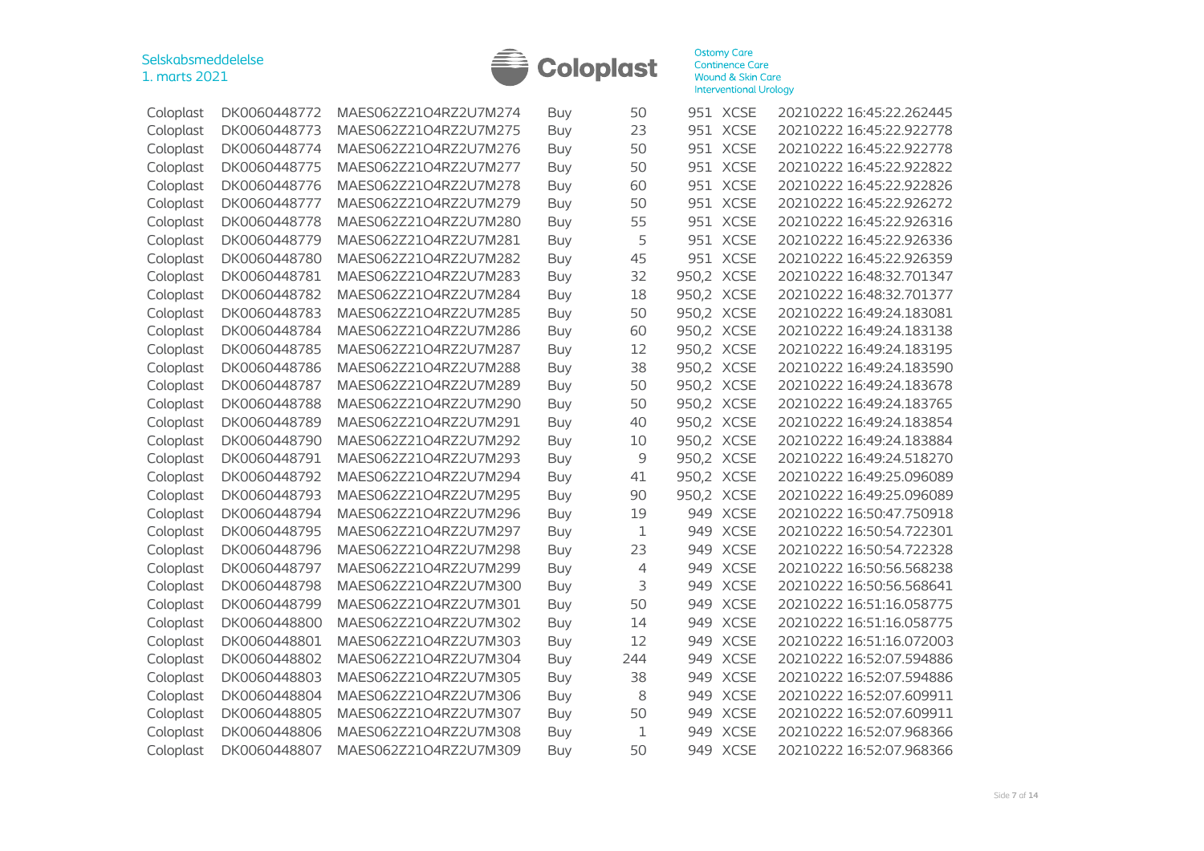| Coloplast | DK0060448772 | MAES062Z21O4RZ2U7M274 | Buy | 50 | 951 | XCSE | 20210222 16:45:22.262445 |
|---|---|---|---|---|---|---|---|
| Coloplast | DK0060448773 | MAES062Z21O4RZ2U7M275 | Buy | 23 | 951 | XCSE | 20210222 16:45:22.922778 |
| Coloplast | DK0060448774 | MAES062Z21O4RZ2U7M276 | Buy | 50 | 951 | XCSE | 20210222 16:45:22.922778 |
| Coloplast | DK0060448775 | MAES062Z21O4RZ2U7M277 | Buy | 50 | 951 | XCSE | 20210222 16:45:22.922822 |
| Coloplast | DK0060448776 | MAES062Z21O4RZ2U7M278 | Buy | 60 | 951 | XCSE | 20210222 16:45:22.922826 |
| Coloplast | DK0060448777 | MAES062Z21O4RZ2U7M279 | Buy | 50 | 951 | XCSE | 20210222 16:45:22.926272 |
| Coloplast | DK0060448778 | MAES062Z21O4RZ2U7M280 | Buy | 55 | 951 | XCSE | 20210222 16:45:22.926316 |
| Coloplast | DK0060448779 | MAES062Z21O4RZ2U7M281 | Buy | 5 | 951 | XCSE | 20210222 16:45:22.926336 |
| Coloplast | DK0060448780 | MAES062Z21O4RZ2U7M282 | Buy | 45 | 951 | XCSE | 20210222 16:45:22.926359 |
| Coloplast | DK0060448781 | MAES062Z21O4RZ2U7M283 | Buy | 32 | 950,2 | XCSE | 20210222 16:48:32.701347 |
| Coloplast | DK0060448782 | MAES062Z21O4RZ2U7M284 | Buy | 18 | 950,2 | XCSE | 20210222 16:48:32.701377 |
| Coloplast | DK0060448783 | MAES062Z21O4RZ2U7M285 | Buy | 50 | 950,2 | XCSE | 20210222 16:49:24.183081 |
| Coloplast | DK0060448784 | MAES062Z21O4RZ2U7M286 | Buy | 60 | 950,2 | XCSE | 20210222 16:49:24.183138 |
| Coloplast | DK0060448785 | MAES062Z21O4RZ2U7M287 | Buy | 12 | 950,2 | XCSE | 20210222 16:49:24.183195 |
| Coloplast | DK0060448786 | MAES062Z21O4RZ2U7M288 | Buy | 38 | 950,2 | XCSE | 20210222 16:49:24.183590 |
| Coloplast | DK0060448787 | MAES062Z21O4RZ2U7M289 | Buy | 50 | 950,2 | XCSE | 20210222 16:49:24.183678 |
| Coloplast | DK0060448788 | MAES062Z21O4RZ2U7M290 | Buy | 50 | 950,2 | XCSE | 20210222 16:49:24.183765 |
| Coloplast | DK0060448789 | MAES062Z21O4RZ2U7M291 | Buy | 40 | 950,2 | XCSE | 20210222 16:49:24.183854 |
| Coloplast | DK0060448790 | MAES062Z21O4RZ2U7M292 | Buy | 10 | 950,2 | XCSE | 20210222 16:49:24.183884 |
| Coloplast | DK0060448791 | MAES062Z21O4RZ2U7M293 | Buy | 9 | 950,2 | XCSE | 20210222 16:49:24.518270 |
| Coloplast | DK0060448792 | MAES062Z21O4RZ2U7M294 | Buy | 41 | 950,2 | XCSE | 20210222 16:49:25.096089 |
| Coloplast | DK0060448793 | MAES062Z21O4RZ2U7M295 | Buy | 90 | 950,2 | XCSE | 20210222 16:49:25.096089 |
| Coloplast | DK0060448794 | MAES062Z21O4RZ2U7M296 | Buy | 19 | 949 | XCSE | 20210222 16:50:47.750918 |
| Coloplast | DK0060448795 | MAES062Z21O4RZ2U7M297 | Buy | 1 | 949 | XCSE | 20210222 16:50:54.722301 |
| Coloplast | DK0060448796 | MAES062Z21O4RZ2U7M298 | Buy | 23 | 949 | XCSE | 20210222 16:50:54.722328 |
| Coloplast | DK0060448797 | MAES062Z21O4RZ2U7M299 | Buy | 4 | 949 | XCSE | 20210222 16:50:56.568238 |
| Coloplast | DK0060448798 | MAES062Z21O4RZ2U7M300 | Buy | 3 | 949 | XCSE | 20210222 16:50:56.568641 |
| Coloplast | DK0060448799 | MAES062Z21O4RZ2U7M301 | Buy | 50 | 949 | XCSE | 20210222 16:51:16.058775 |
| Coloplast | DK0060448800 | MAES062Z21O4RZ2U7M302 | Buy | 14 | 949 | XCSE | 20210222 16:51:16.058775 |
| Coloplast | DK0060448801 | MAES062Z21O4RZ2U7M303 | Buy | 12 | 949 | XCSE | 20210222 16:51:16.072003 |
| Coloplast | DK0060448802 | MAES062Z21O4RZ2U7M304 | Buy | 244 | 949 | XCSE | 20210222 16:52:07.594886 |
| Coloplast | DK0060448803 | MAES062Z21O4RZ2U7M305 | Buy | 38 | 949 | XCSE | 20210222 16:52:07.594886 |
| Coloplast | DK0060448804 | MAES062Z21O4RZ2U7M306 | Buy | 8 | 949 | XCSE | 20210222 16:52:07.609911 |
| Coloplast | DK0060448805 | MAES062Z21O4RZ2U7M307 | Buy | 50 | 949 | XCSE | 20210222 16:52:07.609911 |
| Coloplast | DK0060448806 | MAES062Z21O4RZ2U7M308 | Buy | 1 | 949 | XCSE | 20210222 16:52:07.968366 |
| Coloplast | DK0060448807 | MAES062Z21O4RZ2U7M309 | Buy | 50 | 949 | XCSE | 20210222 16:52:07.968366 |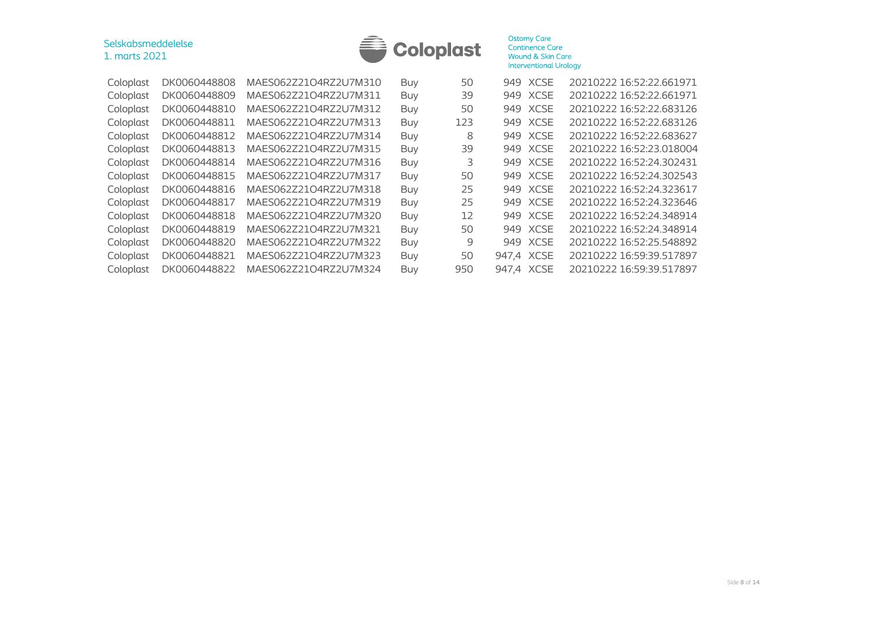| Coloplast | DK0060448808 | MAES062Z21O4RZ2U7M310 | Buy | 50 | 949 | XCSE | 20210222 16:52:22.661971 |
|---|---|---|---|---|---|---|---|
| Coloplast | DK0060448809 | MAES062Z21O4RZ2U7M311 | Buy | 39 | 949 | XCSE | 20210222 16:52:22.661971 |
| Coloplast | DK0060448810 | MAES062Z21O4RZ2U7M312 | Buy | 50 | 949 | XCSE | 20210222 16:52:22.683126 |
| Coloplast | DK0060448811 | MAES062Z21O4RZ2U7M313 | Buy | 123 | 949 | XCSE | 20210222 16:52:22.683126 |
| Coloplast | DK0060448812 | MAES062Z21O4RZ2U7M314 | Buy | 8 | 949 | XCSE | 20210222 16:52:22.683627 |
| Coloplast | DK0060448813 | MAES062Z21O4RZ2U7M315 | Buy | 39 | 949 | XCSE | 20210222 16:52:23.018004 |
| Coloplast | DK0060448814 | MAES062Z21O4RZ2U7M316 | Buy | 3 | 949 | XCSE | 20210222 16:52:24.302431 |
| Coloplast | DK0060448815 | MAES062Z21O4RZ2U7M317 | Buy | 50 | 949 | XCSE | 20210222 16:52:24.302543 |
| Coloplast | DK0060448816 | MAES062Z21O4RZ2U7M318 | Buy | 25 | 949 | XCSE | 20210222 16:52:24.323617 |
| Coloplast | DK0060448817 | MAES062Z21O4RZ2U7M319 | Buy | 25 | 949 | XCSE | 20210222 16:52:24.323646 |
| Coloplast | DK0060448818 | MAES062Z21O4RZ2U7M320 | Buy | 12 | 949 | XCSE | 20210222 16:52:24.348914 |
| Coloplast | DK0060448819 | MAES062Z21O4RZ2U7M321 | Buy | 50 | 949 | XCSE | 20210222 16:52:24.348914 |
| Coloplast | DK0060448820 | MAES062Z21O4RZ2U7M322 | Buy | 9 | 949 | XCSE | 20210222 16:52:25.548892 |
| Coloplast | DK0060448821 | MAES062Z21O4RZ2U7M323 | Buy | 50 | 947,4 | XCSE | 20210222 16:59:39.517897 |
| Coloplast | DK0060448822 | MAES062Z21O4RZ2U7M324 | Buy | 950 | 947,4 | XCSE | 20210222 16:59:39.517897 |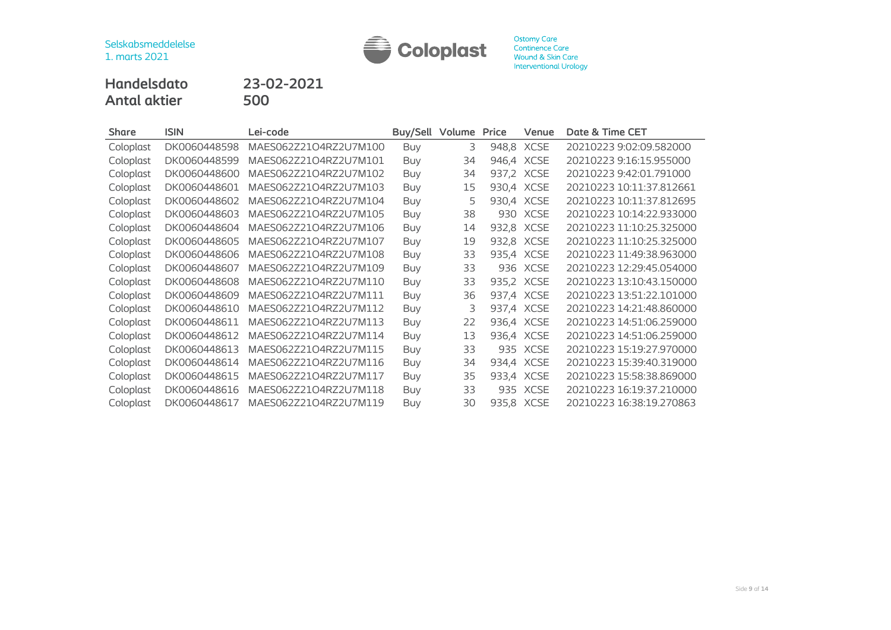Selskabsmeddelelse
1. marts 2021

Ostomy Care
Continence Care
Wound & Skin Care
Interventional Urology

**Handelsdato** 23-02-2021
**Antal aktier** 500

| Share | ISIN | Lei-code | Buy/Sell | Volume | Price | Venue | Date & Time CET |
|---|---|---|---|---|---|---|---|
| Coloplast | DK0060448598 | MAES062Z21O4RZ2U7M100 | Buy | 3 | 948,8 | XCSE | 20210223 9:02:09.582000 |
| Coloplast | DK0060448599 | MAES062Z21O4RZ2U7M101 | Buy | 34 | 946,4 | XCSE | 20210223 9:16:15.955000 |
| Coloplast | DK0060448600 | MAES062Z21O4RZ2U7M102 | Buy | 34 | 937,2 | XCSE | 20210223 9:42:01.791000 |
| Coloplast | DK0060448601 | MAES062Z21O4RZ2U7M103 | Buy | 15 | 930,4 | XCSE | 20210223 10:11:37.812661 |
| Coloplast | DK0060448602 | MAES062Z21O4RZ2U7M104 | Buy | 5 | 930,4 | XCSE | 20210223 10:11:37.812695 |
| Coloplast | DK0060448603 | MAES062Z21O4RZ2U7M105 | Buy | 38 | 930 | XCSE | 20210223 10:14:22.933000 |
| Coloplast | DK0060448604 | MAES062Z21O4RZ2U7M106 | Buy | 14 | 932,8 | XCSE | 20210223 11:10:25.325000 |
| Coloplast | DK0060448605 | MAES062Z21O4RZ2U7M107 | Buy | 19 | 932,8 | XCSE | 20210223 11:10:25.325000 |
| Coloplast | DK0060448606 | MAES062Z21O4RZ2U7M108 | Buy | 33 | 935,4 | XCSE | 20210223 11:49:38.963000 |
| Coloplast | DK0060448607 | MAES062Z21O4RZ2U7M109 | Buy | 33 | 936 | XCSE | 20210223 12:29:45.054000 |
| Coloplast | DK0060448608 | MAES062Z21O4RZ2U7M110 | Buy | 33 | 935,2 | XCSE | 20210223 13:10:43.150000 |
| Coloplast | DK0060448609 | MAES062Z21O4RZ2U7M111 | Buy | 36 | 937,4 | XCSE | 20210223 13:51:22.101000 |
| Coloplast | DK0060448610 | MAES062Z21O4RZ2U7M112 | Buy | 3 | 937,4 | XCSE | 20210223 14:21:48.860000 |
| Coloplast | DK0060448611 | MAES062Z21O4RZ2U7M113 | Buy | 22 | 936,4 | XCSE | 20210223 14:51:06.259000 |
| Coloplast | DK0060448612 | MAES062Z21O4RZ2U7M114 | Buy | 13 | 936,4 | XCSE | 20210223 14:51:06.259000 |
| Coloplast | DK0060448613 | MAES062Z21O4RZ2U7M115 | Buy | 33 | 935 | XCSE | 20210223 15:19:27.970000 |
| Coloplast | DK0060448614 | MAES062Z21O4RZ2U7M116 | Buy | 34 | 934,4 | XCSE | 20210223 15:39:40.319000 |
| Coloplast | DK0060448615 | MAES062Z21O4RZ2U7M117 | Buy | 35 | 933,4 | XCSE | 20210223 15:58:38.869000 |
| Coloplast | DK0060448616 | MAES062Z21O4RZ2U7M118 | Buy | 33 | 935 | XCSE | 20210223 16:19:37.210000 |
| Coloplast | DK0060448617 | MAES062Z21O4RZ2U7M119 | Buy | 30 | 935,8 | XCSE | 20210223 16:38:19.270863 |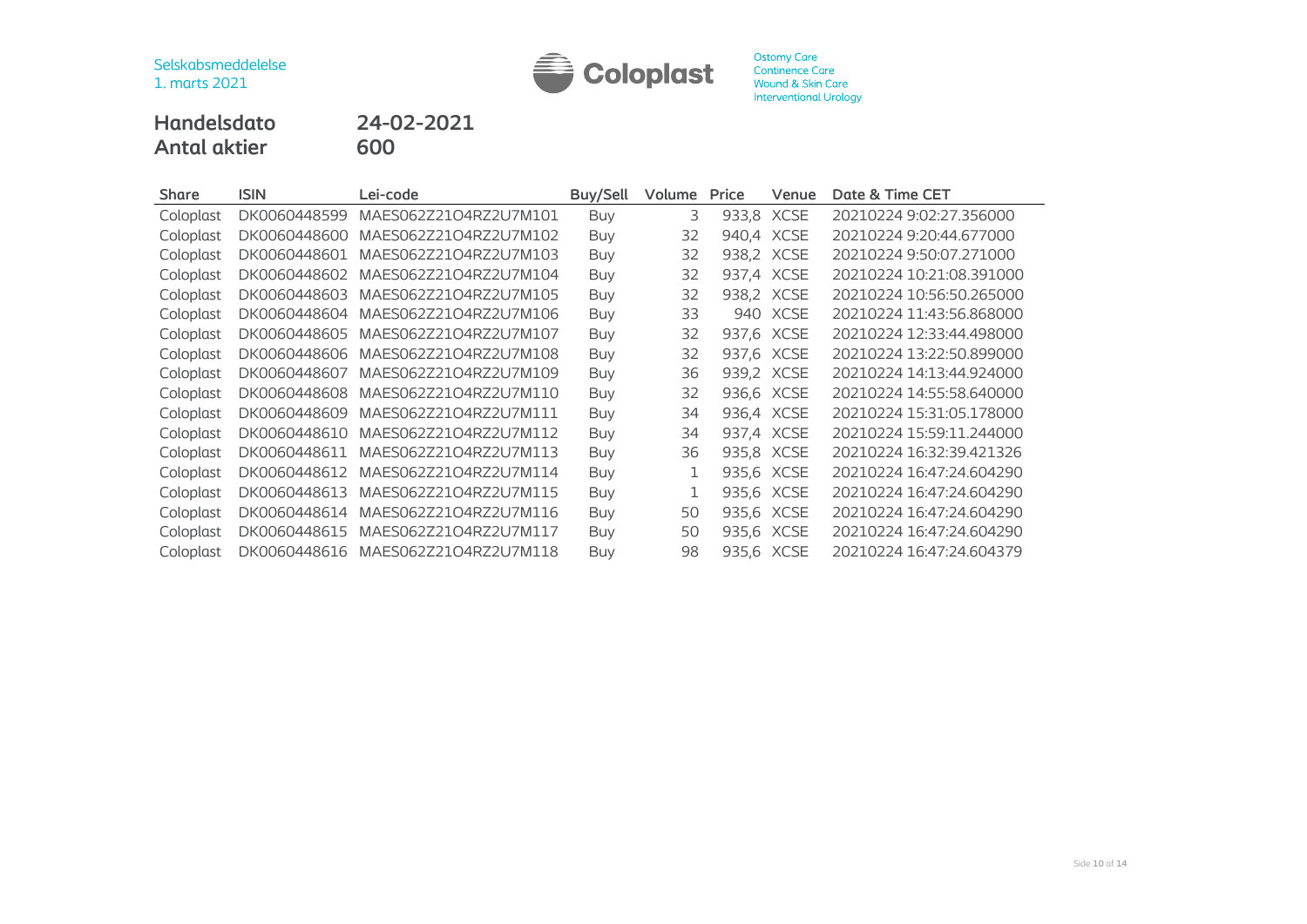Selskabsmeddelelse
1. marts 2021

Ostomy Care
Continence Care
Wound & Skin Care
Interventional Urology

**Handelsdato** 24-02-2021
**Antal aktier** 600

| Share | ISIN | Lei-code | Buy/Sell | Volume | Price | Venue | Date & Time CET |
|---|---|---|---|---|---|---|---|
| Coloplast | DK0060448599 | MAES062Z21O4RZ2U7M101 | Buy | 3 | 933,8 | XCSE | 20210224 9:02:27.356000 |
| Coloplast | DK0060448600 | MAES062Z21O4RZ2U7M102 | Buy | 32 | 940,4 | XCSE | 20210224 9:20:44.677000 |
| Coloplast | DK0060448601 | MAES062Z21O4RZ2U7M103 | Buy | 32 | 938,2 | XCSE | 20210224 9:50:07.271000 |
| Coloplast | DK0060448602 | MAES062Z21O4RZ2U7M104 | Buy | 32 | 937,4 | XCSE | 20210224 10:21:08.391000 |
| Coloplast | DK0060448603 | MAES062Z21O4RZ2U7M105 | Buy | 32 | 938,2 | XCSE | 20210224 10:56:50.265000 |
| Coloplast | DK0060448604 | MAES062Z21O4RZ2U7M106 | Buy | 33 | 940 | XCSE | 20210224 11:43:56.868000 |
| Coloplast | DK0060448605 | MAES062Z21O4RZ2U7M107 | Buy | 32 | 937,6 | XCSE | 20210224 12:33:44.498000 |
| Coloplast | DK0060448606 | MAES062Z21O4RZ2U7M108 | Buy | 32 | 937,6 | XCSE | 20210224 13:22:50.899000 |
| Coloplast | DK0060448607 | MAES062Z21O4RZ2U7M109 | Buy | 36 | 939,2 | XCSE | 20210224 14:13:44.924000 |
| Coloplast | DK0060448608 | MAES062Z21O4RZ2U7M110 | Buy | 32 | 936,6 | XCSE | 20210224 14:55:58.640000 |
| Coloplast | DK0060448609 | MAES062Z21O4RZ2U7M111 | Buy | 34 | 936,4 | XCSE | 20210224 15:31:05.178000 |
| Coloplast | DK0060448610 | MAES062Z21O4RZ2U7M112 | Buy | 34 | 937,4 | XCSE | 20210224 15:59:11.244000 |
| Coloplast | DK0060448611 | MAES062Z21O4RZ2U7M113 | Buy | 36 | 935,8 | XCSE | 20210224 16:32:39.421326 |
| Coloplast | DK0060448612 | MAES062Z21O4RZ2U7M114 | Buy | 1 | 935,6 | XCSE | 20210224 16:47:24.604290 |
| Coloplast | DK0060448613 | MAES062Z21O4RZ2U7M115 | Buy | 1 | 935,6 | XCSE | 20210224 16:47:24.604290 |
| Coloplast | DK0060448614 | MAES062Z21O4RZ2U7M116 | Buy | 50 | 935,6 | XCSE | 20210224 16:47:24.604290 |
| Coloplast | DK0060448615 | MAES062Z21O4RZ2U7M117 | Buy | 50 | 935,6 | XCSE | 20210224 16:47:24.604290 |
| Coloplast | DK0060448616 | MAES062Z21O4RZ2U7M118 | Buy | 98 | 935,6 | XCSE | 20210224 16:47:24.604379 |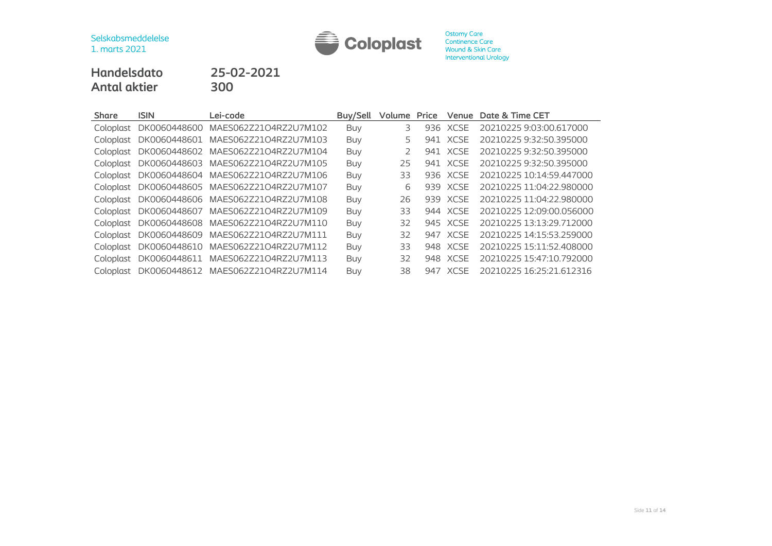Selskabsmeddelelse
1. marts 2021

Ostomy Care
Continence Care
Wound & Skin Care
Interventional Urology

**Handelsdato** **25-02-2021**
**Antal aktier** **300**

| Share | ISIN | Lei-code | Buy/Sell | Volume | Price | Venue | Date & Time CET |
|---|---|---|---|---|---|---|---|
| Coloplast | DK0060448600 | MAES062Z21O4RZ2U7M102 | Buy | 3 | 936 | XCSE | 20210225 9:03:00.617000 |
| Coloplast | DK0060448601 | MAES062Z21O4RZ2U7M103 | Buy | 5 | 941 | XCSE | 20210225 9:32:50.395000 |
| Coloplast | DK0060448602 | MAES062Z21O4RZ2U7M104 | Buy | 2 | 941 | XCSE | 20210225 9:32:50.395000 |
| Coloplast | DK0060448603 | MAES062Z21O4RZ2U7M105 | Buy | 25 | 941 | XCSE | 20210225 9:32:50.395000 |
| Coloplast | DK0060448604 | MAES062Z21O4RZ2U7M106 | Buy | 33 | 936 | XCSE | 20210225 10:14:59.447000 |
| Coloplast | DK0060448605 | MAES062Z21O4RZ2U7M107 | Buy | 6 | 939 | XCSE | 20210225 11:04:22.980000 |
| Coloplast | DK0060448606 | MAES062Z21O4RZ2U7M108 | Buy | 26 | 939 | XCSE | 20210225 11:04:22.980000 |
| Coloplast | DK0060448607 | MAES062Z21O4RZ2U7M109 | Buy | 33 | 944 | XCSE | 20210225 12:09:00.056000 |
| Coloplast | DK0060448608 | MAES062Z21O4RZ2U7M110 | Buy | 32 | 945 | XCSE | 20210225 13:13:29.712000 |
| Coloplast | DK0060448609 | MAES062Z21O4RZ2U7M111 | Buy | 32 | 947 | XCSE | 20210225 14:15:53.259000 |
| Coloplast | DK0060448610 | MAES062Z21O4RZ2U7M112 | Buy | 33 | 948 | XCSE | 20210225 15:11:52.408000 |
| Coloplast | DK0060448611 | MAES062Z21O4RZ2U7M113 | Buy | 32 | 948 | XCSE | 20210225 15:47:10.792000 |
| Coloplast | DK0060448612 | MAES062Z21O4RZ2U7M114 | Buy | 38 | 947 | XCSE | 20210225 16:25:21.612316 |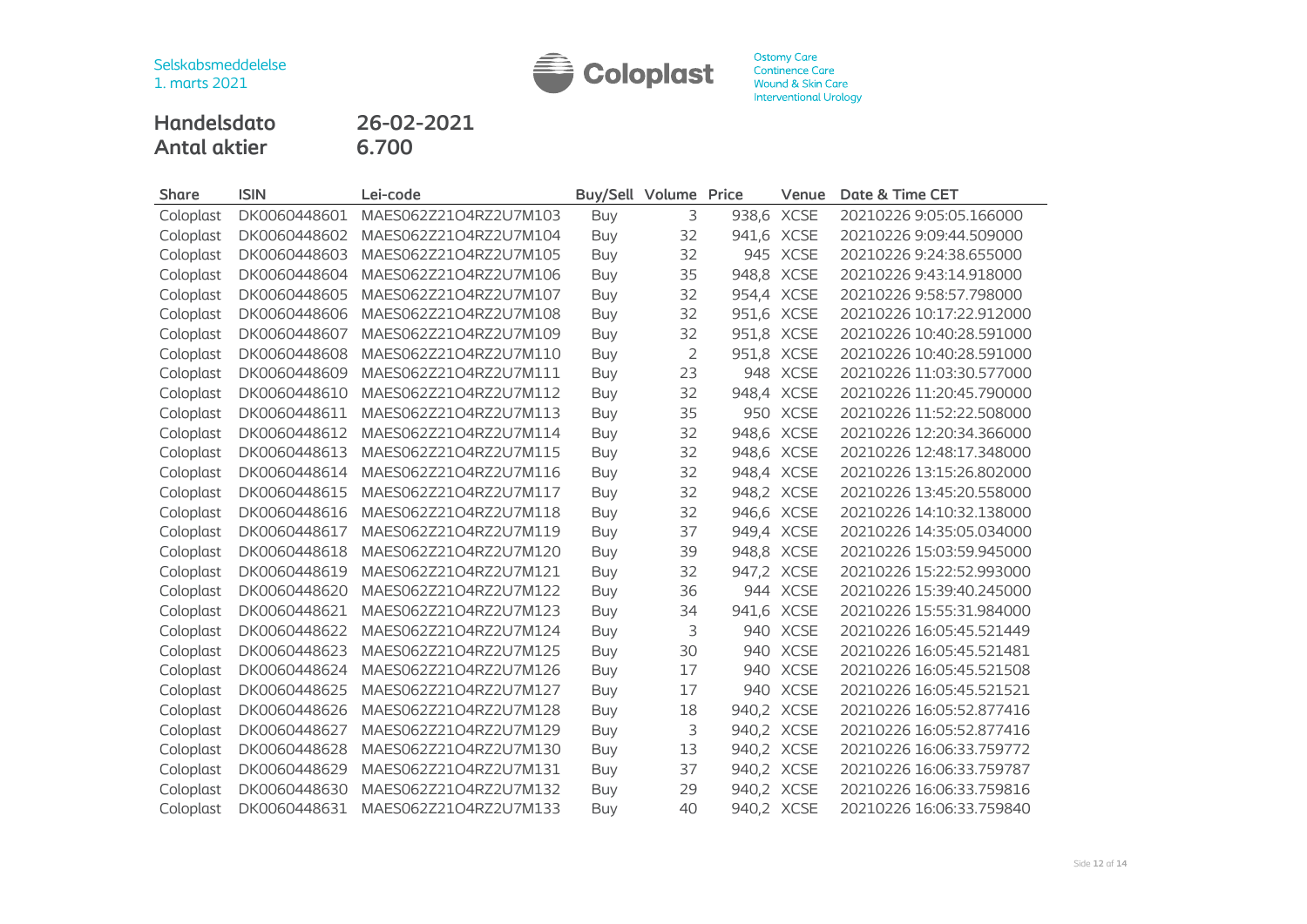Selskabsmeddelelse
1. marts 2021

Ostomy Care
Continence Care
Wound & Skin Care
Interventional Urology

**Handelsdato** 26-02-2021
**Antal aktier** 6.700

| Share | ISIN | Lei-code | Buy/Sell | Volume | Price | Venue | Date & Time CET |
|---|---|---|---|---|---|---|---|
| Coloplast | DK0060448601 | MAES062Z21O4RZ2U7M103 | Buy | 3 | 938,6 | XCSE | 20210226 9:05:05.166000 |
| Coloplast | DK0060448602 | MAES062Z21O4RZ2U7M104 | Buy | 32 | 941,6 | XCSE | 20210226 9:09:44.509000 |
| Coloplast | DK0060448603 | MAES062Z21O4RZ2U7M105 | Buy | 32 | 945 | XCSE | 20210226 9:24:38.655000 |
| Coloplast | DK0060448604 | MAES062Z21O4RZ2U7M106 | Buy | 35 | 948,8 | XCSE | 20210226 9:43:14.918000 |
| Coloplast | DK0060448605 | MAES062Z21O4RZ2U7M107 | Buy | 32 | 954,4 | XCSE | 20210226 9:58:57.798000 |
| Coloplast | DK0060448606 | MAES062Z21O4RZ2U7M108 | Buy | 32 | 951,6 | XCSE | 20210226 10:17:22.912000 |
| Coloplast | DK0060448607 | MAES062Z21O4RZ2U7M109 | Buy | 32 | 951,8 | XCSE | 20210226 10:40:28.591000 |
| Coloplast | DK0060448608 | MAES062Z21O4RZ2U7M110 | Buy | 2 | 951,8 | XCSE | 20210226 10:40:28.591000 |
| Coloplast | DK0060448609 | MAES062Z21O4RZ2U7M111 | Buy | 23 | 948 | XCSE | 20210226 11:03:30.577000 |
| Coloplast | DK0060448610 | MAES062Z21O4RZ2U7M112 | Buy | 32 | 948,4 | XCSE | 20210226 11:20:45.790000 |
| Coloplast | DK0060448611 | MAES062Z21O4RZ2U7M113 | Buy | 35 | 950 | XCSE | 20210226 11:52:22.508000 |
| Coloplast | DK0060448612 | MAES062Z21O4RZ2U7M114 | Buy | 32 | 948,6 | XCSE | 20210226 12:20:34.366000 |
| Coloplast | DK0060448613 | MAES062Z21O4RZ2U7M115 | Buy | 32 | 948,6 | XCSE | 20210226 12:48:17.348000 |
| Coloplast | DK0060448614 | MAES062Z21O4RZ2U7M116 | Buy | 32 | 948,4 | XCSE | 20210226 13:15:26.802000 |
| Coloplast | DK0060448615 | MAES062Z21O4RZ2U7M117 | Buy | 32 | 948,2 | XCSE | 20210226 13:45:20.558000 |
| Coloplast | DK0060448616 | MAES062Z21O4RZ2U7M118 | Buy | 32 | 946,6 | XCSE | 20210226 14:10:32.138000 |
| Coloplast | DK0060448617 | MAES062Z21O4RZ2U7M119 | Buy | 37 | 949,4 | XCSE | 20210226 14:35:05.034000 |
| Coloplast | DK0060448618 | MAES062Z21O4RZ2U7M120 | Buy | 39 | 948,8 | XCSE | 20210226 15:03:59.945000 |
| Coloplast | DK0060448619 | MAES062Z21O4RZ2U7M121 | Buy | 32 | 947,2 | XCSE | 20210226 15:22:52.993000 |
| Coloplast | DK0060448620 | MAES062Z21O4RZ2U7M122 | Buy | 36 | 944 | XCSE | 20210226 15:39:40.245000 |
| Coloplast | DK0060448621 | MAES062Z21O4RZ2U7M123 | Buy | 34 | 941,6 | XCSE | 20210226 15:55:31.984000 |
| Coloplast | DK0060448622 | MAES062Z21O4RZ2U7M124 | Buy | 3 | 940 | XCSE | 20210226 16:05:45.521449 |
| Coloplast | DK0060448623 | MAES062Z21O4RZ2U7M125 | Buy | 30 | 940 | XCSE | 20210226 16:05:45.521481 |
| Coloplast | DK0060448624 | MAES062Z21O4RZ2U7M126 | Buy | 17 | 940 | XCSE | 20210226 16:05:45.521508 |
| Coloplast | DK0060448625 | MAES062Z21O4RZ2U7M127 | Buy | 17 | 940 | XCSE | 20210226 16:05:45.521521 |
| Coloplast | DK0060448626 | MAES062Z21O4RZ2U7M128 | Buy | 18 | 940,2 | XCSE | 20210226 16:05:52.877416 |
| Coloplast | DK0060448627 | MAES062Z21O4RZ2U7M129 | Buy | 3 | 940,2 | XCSE | 20210226 16:05:52.877416 |
| Coloplast | DK0060448628 | MAES062Z21O4RZ2U7M130 | Buy | 13 | 940,2 | XCSE | 20210226 16:06:33.759772 |
| Coloplast | DK0060448629 | MAES062Z21O4RZ2U7M131 | Buy | 37 | 940,2 | XCSE | 20210226 16:06:33.759787 |
| Coloplast | DK0060448630 | MAES062Z21O4RZ2U7M132 | Buy | 29 | 940,2 | XCSE | 20210226 16:06:33.759816 |
| Coloplast | DK0060448631 | MAES062Z21O4RZ2U7M133 | Buy | 40 | 940,2 | XCSE | 20210226 16:06:33.759840 |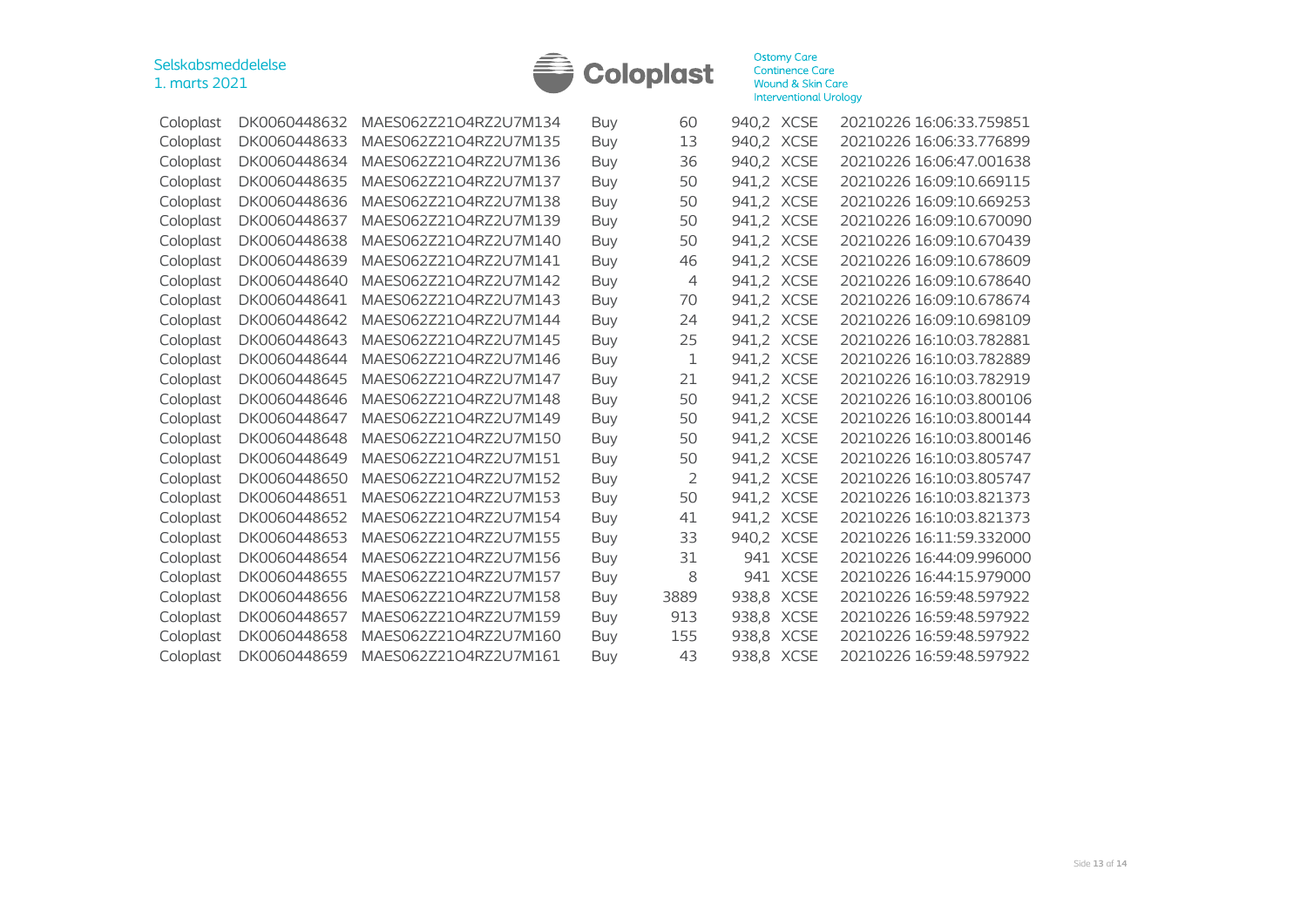| | | | | | | | |
|---|---|---|---|---|---|---|---|
| Coloplast | DK0060448632 | MAES062Z21O4RZ2U7M134 | Buy | 60 | 940,2 | XCSE | 20210226 16:06:33.759851 |
| Coloplast | DK0060448633 | MAES062Z21O4RZ2U7M135 | Buy | 13 | 940,2 | XCSE | 20210226 16:06:33.776899 |
| Coloplast | DK0060448634 | MAES062Z21O4RZ2U7M136 | Buy | 36 | 940,2 | XCSE | 20210226 16:06:47.001638 |
| Coloplast | DK0060448635 | MAES062Z21O4RZ2U7M137 | Buy | 50 | 941,2 | XCSE | 20210226 16:09:10.669115 |
| Coloplast | DK0060448636 | MAES062Z21O4RZ2U7M138 | Buy | 50 | 941,2 | XCSE | 20210226 16:09:10.669253 |
| Coloplast | DK0060448637 | MAES062Z21O4RZ2U7M139 | Buy | 50 | 941,2 | XCSE | 20210226 16:09:10.670090 |
| Coloplast | DK0060448638 | MAES062Z21O4RZ2U7M140 | Buy | 50 | 941,2 | XCSE | 20210226 16:09:10.670439 |
| Coloplast | DK0060448639 | MAES062Z21O4RZ2U7M141 | Buy | 46 | 941,2 | XCSE | 20210226 16:09:10.678609 |
| Coloplast | DK0060448640 | MAES062Z21O4RZ2U7M142 | Buy | 4 | 941,2 | XCSE | 20210226 16:09:10.678640 |
| Coloplast | DK0060448641 | MAES062Z21O4RZ2U7M143 | Buy | 70 | 941,2 | XCSE | 20210226 16:09:10.678674 |
| Coloplast | DK0060448642 | MAES062Z21O4RZ2U7M144 | Buy | 24 | 941,2 | XCSE | 20210226 16:09:10.698109 |
| Coloplast | DK0060448643 | MAES062Z21O4RZ2U7M145 | Buy | 25 | 941,2 | XCSE | 20210226 16:10:03.782881 |
| Coloplast | DK0060448644 | MAES062Z21O4RZ2U7M146 | Buy | 1 | 941,2 | XCSE | 20210226 16:10:03.782889 |
| Coloplast | DK0060448645 | MAES062Z21O4RZ2U7M147 | Buy | 21 | 941,2 | XCSE | 20210226 16:10:03.782919 |
| Coloplast | DK0060448646 | MAES062Z21O4RZ2U7M148 | Buy | 50 | 941,2 | XCSE | 20210226 16:10:03.800106 |
| Coloplast | DK0060448647 | MAES062Z21O4RZ2U7M149 | Buy | 50 | 941,2 | XCSE | 20210226 16:10:03.800144 |
| Coloplast | DK0060448648 | MAES062Z21O4RZ2U7M150 | Buy | 50 | 941,2 | XCSE | 20210226 16:10:03.800146 |
| Coloplast | DK0060448649 | MAES062Z21O4RZ2U7M151 | Buy | 50 | 941,2 | XCSE | 20210226 16:10:03.805747 |
| Coloplast | DK0060448650 | MAES062Z21O4RZ2U7M152 | Buy | 2 | 941,2 | XCSE | 20210226 16:10:03.805747 |
| Coloplast | DK0060448651 | MAES062Z21O4RZ2U7M153 | Buy | 50 | 941,2 | XCSE | 20210226 16:10:03.821373 |
| Coloplast | DK0060448652 | MAES062Z21O4RZ2U7M154 | Buy | 41 | 941,2 | XCSE | 20210226 16:10:03.821373 |
| Coloplast | DK0060448653 | MAES062Z21O4RZ2U7M155 | Buy | 33 | 940,2 | XCSE | 20210226 16:11:59.332000 |
| Coloplast | DK0060448654 | MAES062Z21O4RZ2U7M156 | Buy | 31 | 941 | XCSE | 20210226 16:44:09.996000 |
| Coloplast | DK0060448655 | MAES062Z21O4RZ2U7M157 | Buy | 8 | 941 | XCSE | 20210226 16:44:15.979000 |
| Coloplast | DK0060448656 | MAES062Z21O4RZ2U7M158 | Buy | 3889 | 938,8 | XCSE | 20210226 16:59:48.597922 |
| Coloplast | DK0060448657 | MAES062Z21O4RZ2U7M159 | Buy | 913 | 938,8 | XCSE | 20210226 16:59:48.597922 |
| Coloplast | DK0060448658 | MAES062Z21O4RZ2U7M160 | Buy | 155 | 938,8 | XCSE | 20210226 16:59:48.597922 |
| Coloplast | DK0060448659 | MAES062Z21O4RZ2U7M161 | Buy | 43 | 938,8 | XCSE | 20210226 16:59:48.597922 |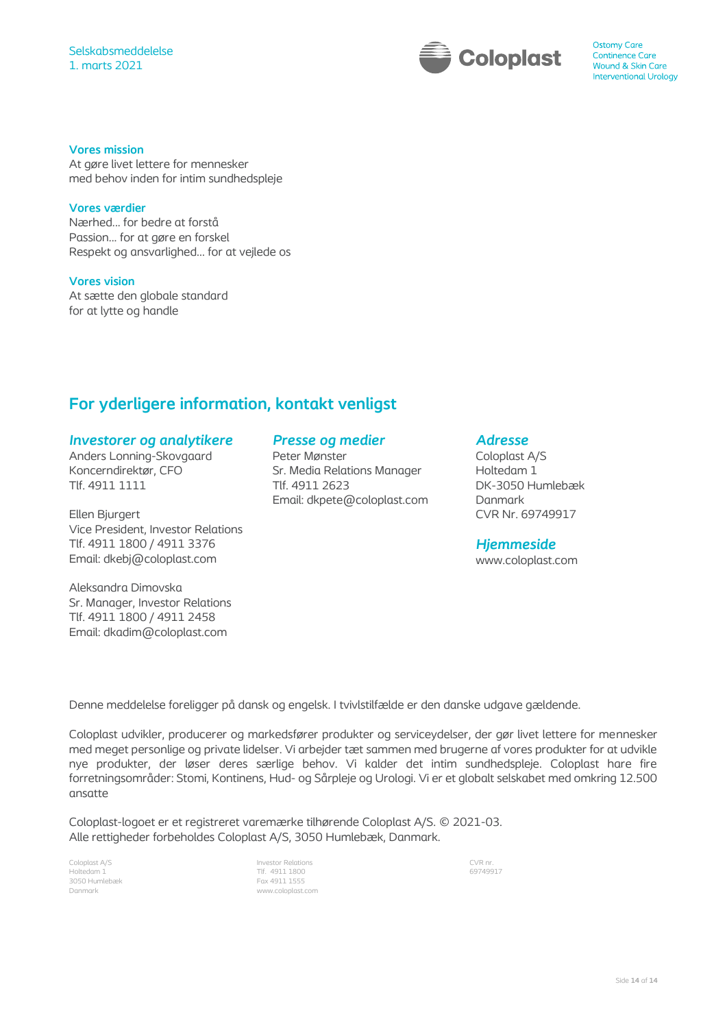**Vores mission**
At gøre livet lettere for mennesker
med behov inden for intim sundhedspleje

**Vores værdier**
Nærhed… for bedre at forstå
Passion… for at gøre en forskel
Respekt og ansvarlighed… for at vejlede os

**Vores vision**
At sætte den globale standard
for at lytte og handle

## For yderligere information, kontakt venligst

### *Investorer og analytikere*

Anders Lonning-Skovgaard
Koncerndirektør, CFO
Tlf. 4911 1111

Ellen Bjurgert
Vice President, Investor Relations
Tlf. 4911 1800 / 4911 3376
Email: dkebj@coloplast.com

Aleksandra Dimovska
Sr. Manager, Investor Relations
Tlf. 4911 1800 / 4911 2458
Email: dkadim@coloplast.com

### *Presse og medier*

Peter Mønster
Sr. Media Relations Manager
Tlf. 4911 2623
Email: dkpete@coloplast.com

### *Adresse*

Coloplast A/S
Holtedam 1
DK-3050 Humlebæk
Danmark
CVR Nr. 69749917

### *Hjemmeside*

www.coloplast.com

Denne meddelelse foreligger på dansk og engelsk. I tvivlstilfælde er den danske udgave gældende.

Coloplast udvikler, producerer og markedsfører produkter og serviceydelser, der gør livet lettere for mennesker med meget personlige og private lidelser. Vi arbejder tæt sammen med brugerne af vores produkter for at udvikle nye produkter, der løser deres særlige behov. Vi kalder det intim sundhedspleje. Coloplast har fire forretningsområder: Stomi, Kontinens, Hud- og Sårpleje og Urologi. Vi er et globalt selskabet med omkring 12.500 ansatte

Coloplast-logoet er et registreret varemærke tilhørende Coloplast A/S. © 2021-03.
Alle rettigheder forbeholdes Coloplast A/S, 3050 Humlebæk, Danmark.